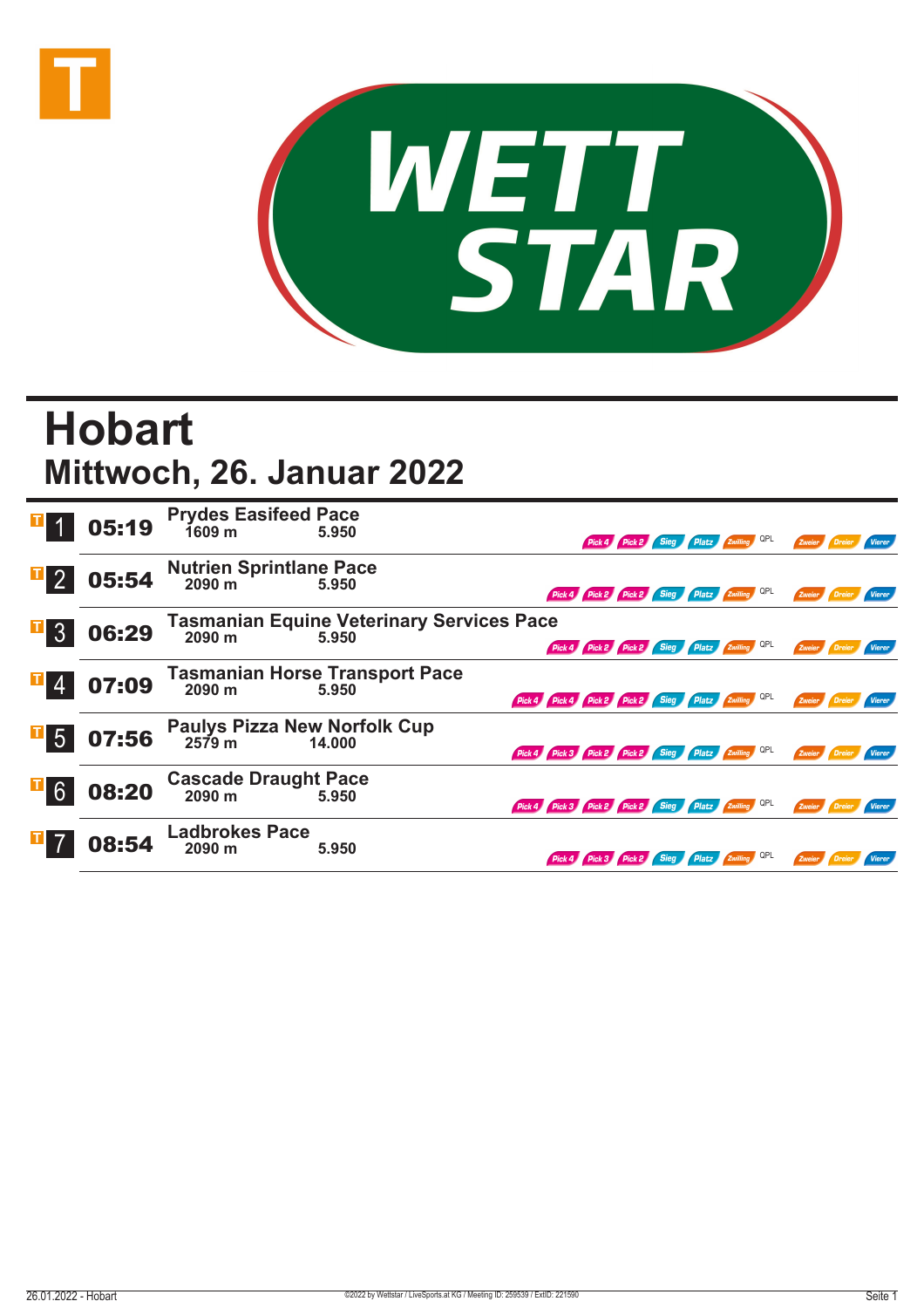# Hobart

## Mittwoch, 26. Januar 2022

| Nr. | Zeit | Rennen | Distanz | Preisgeld | Wetten |
|---|---|---|---|---|---|
| 1 | 05:19 | Prydes Easifeed Pace | 1609 m | 5.950 | Pick 4, Pick 2, Sieg, Platz, Zwilling, QPL, Zweier, Dreier, Vierer |
| 2 | 05:54 | Nutrien Sprintlane Pace | 2090 m | 5.950 | Pick 4, Pick 2, Pick 2, Sieg, Platz, Zwilling, QPL, Zweier, Dreier, Vierer |
| 3 | 06:29 | Tasmanian Equine Veterinary Services Pace | 2090 m | 5.950 | Pick 4, Pick 2, Pick 2, Sieg, Platz, Zwilling, QPL, Zweier, Dreier, Vierer |
| 4 | 07:09 | Tasmanian Horse Transport Pace | 2090 m | 5.950 | Pick 4, Pick 4, Pick 2, Pick 2, Sieg, Platz, Zwilling, QPL, Zweier, Dreier, Vierer |
| 5 | 07:56 | Paulys Pizza New Norfolk Cup | 2579 m | 14.000 | Pick 4, Pick 3, Pick 2, Pick 2, Sieg, Platz, Zwilling, QPL, Zweier, Dreier, Vierer |
| 6 | 08:20 | Cascade Draught Pace | 2090 m | 5.950 | Pick 4, Pick 3, Pick 2, Pick 2, Sieg, Platz, Zwilling, QPL, Zweier, Dreier, Vierer |
| 7 | 08:54 | Ladbrokes Pace | 2090 m | 5.950 | Pick 4, Pick 3, Pick 2, Sieg, Platz, Zwilling, QPL, Zweier, Dreier, Vierer |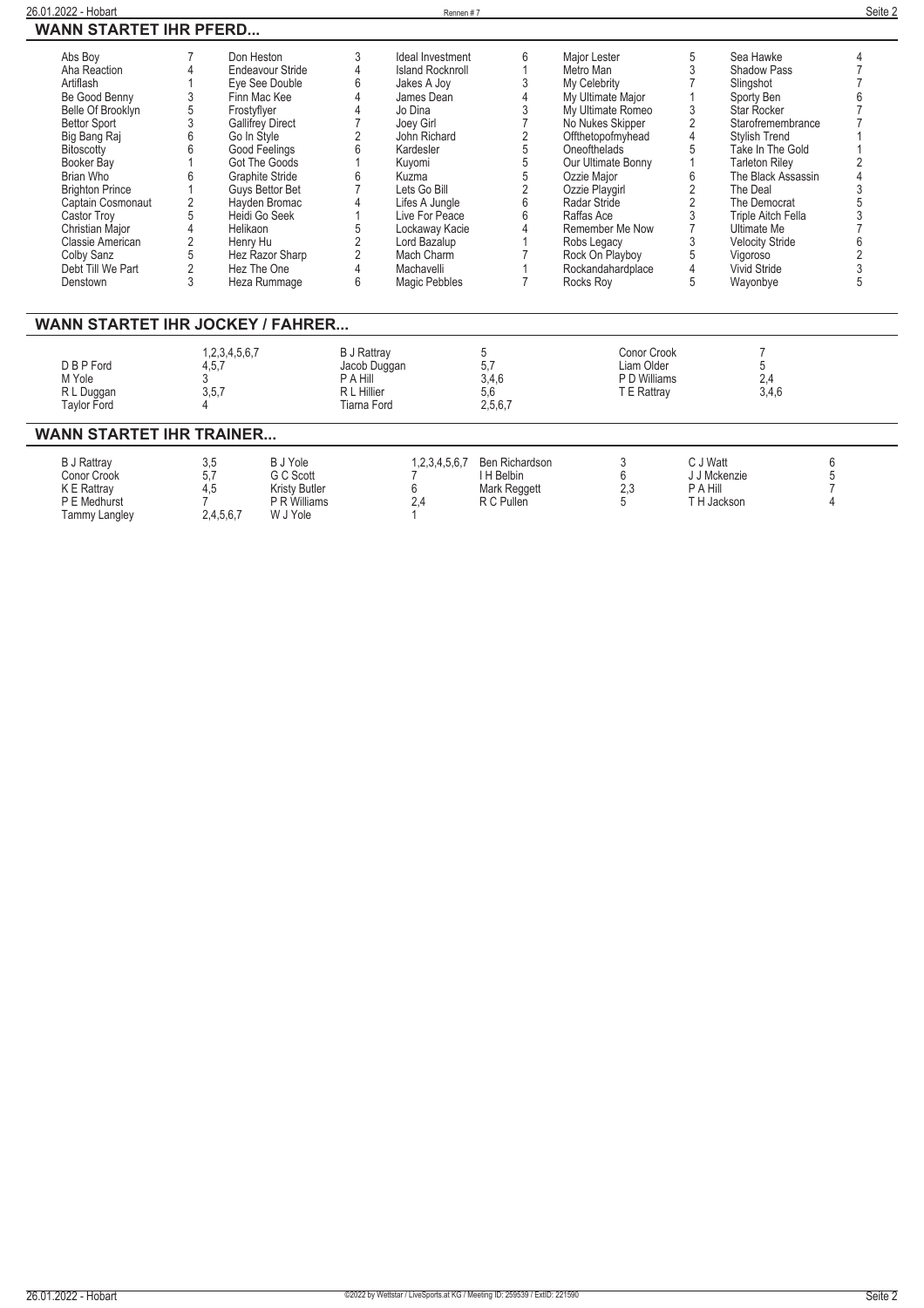## WANN STARTET IHR PFERD...

| Pferd | Rennen | Pferd | Rennen | Pferd | Rennen | Pferd | Rennen | Pferd | Rennen |
|---|---|---|---|---|---|---|---|---|---|
| Abs Boy | 7 | Don Heston | 3 | Ideal Investment | 6 | Major Lester | 5 | Sea Hawke | 4 |
| Aha Reaction | 4 | Endeavour Stride | 4 | Island Rocknroll | 1 | Metro Man | 3 | Shadow Pass | 7 |
| Artiflash | 1 | Eye See Double | 6 | Jakes A Joy | 3 | My Celebrity | 7 | Slingshot | 7 |
| Be Good Benny | 3 | Finn Mac Kee | 4 | James Dean | 4 | My Ultimate Major | 1 | Sporty Ben | 6 |
| Belle Of Brooklyn | 5 | Frostyflyer | 4 | Jo Dina | 3 | My Ultimate Romeo | 3 | Star Rocker | 7 |
| Bettor Sport | 3 | Gallifrey Direct | 7 | Joey Girl | 7 | No Nukes Skipper | 2 | Starofremembrance | 7 |
| Big Bang Raj | 6 | Go In Style | 2 | John Richard | 2 | Offthetopofmyhead | 4 | Stylish Trend | 1 |
| Bitoscotty | 6 | Good Feelings | 6 | Kardesler | 5 | Oneofthelads | 5 | Take In The Gold | 1 |
| Booker Bay | 1 | Got The Goods | 1 | Kuyomi | 5 | Our Ultimate Bonny | 1 | Tarleton Riley | 2 |
| Brian Who | 6 | Graphite Stride | 6 | Kuzma | 5 | Ozzie Major | 6 | The Black Assassin | 4 |
| Brighton Prince | 1 | Guys Bettor Bet | 7 | Lets Go Bill | 2 | Ozzie Playgirl | 2 | The Deal | 3 |
| Captain Cosmonaut | 2 | Hayden Bromac | 4 | Lifes A Jungle | 6 | Radar Stride | 2 | The Democrat | 5 |
| Castor Troy | 5 | Heidi Go Seek | 1 | Live For Peace | 6 | Raffas Ace | 3 | Triple Aitch Fella | 3 |
| Christian Major | 4 | Helikaon | 5 | Lockaway Kacie | 4 | Remember Me Now | 7 | Ultimate Me | 7 |
| Classie American | 2 | Henry Hu | 2 | Lord Bazalup | 1 | Robs Legacy | 3 | Velocity Stride | 6 |
| Colby Sanz | 5 | Hez Razor Sharp | 2 | Mach Charm | 7 | Rock On Playboy | 5 | Vigoroso | 2 |
| Debt Till We Part | 2 | Hez The One | 4 | Machavelli | 1 | Rockandahardplace | 4 | Vivid Stride | 3 |
| Denstown | 3 | Heza Rummage | 6 | Magic Pebbles | 7 | Rocks Roy | 5 | Wayonbye | 5 |

## WANN STARTET IHR JOCKEY / FAHRER...

| Jockey / Fahrer | Rennen | Jockey / Fahrer | Rennen | Jockey / Fahrer | Rennen |
|---|---|---|---|---|---|
| | 1,2,3,4,5,6,7 | B J Rattray | 5 | Conor Crook | 7 |
| D B P Ford | 4,5,7 | Jacob Duggan | 5,7 | Liam Older | 5 |
| M Yole | 3 | P A Hill | 3,4,6 | P D Williams | 2,4 |
| R L Duggan | 3,5,7 | R L Hillier | 5,6 | T E Rattray | 3,4,6 |
| Taylor Ford | 4 | Tiarna Ford | 2,5,6,7 | | |

## WANN STARTET IHR TRAINER...

| Trainer | Rennen | Trainer | Rennen | Trainer | Rennen | Trainer | Rennen |
|---|---|---|---|---|---|---|---|
| B J Rattray | 3,5 | B J Yole | 1,2,3,4,5,6,7 | Ben Richardson | 3 | C J Watt | 6 |
| Conor Crook | 5,7 | G C Scott | 7 | I H Belbin | 6 | J J Mckenzie | 5 |
| K E Rattray | 4,5 | Kristy Butler | 6 | Mark Reggett | 2,3 | P A Hill | 7 |
| P E Medhurst | 7 | P R Williams | 2,4 | R C Pullen | 5 | T H Jackson | 4 |
| Tammy Langley | 2,4,5,6,7 | W J Yole | 1 | | | | |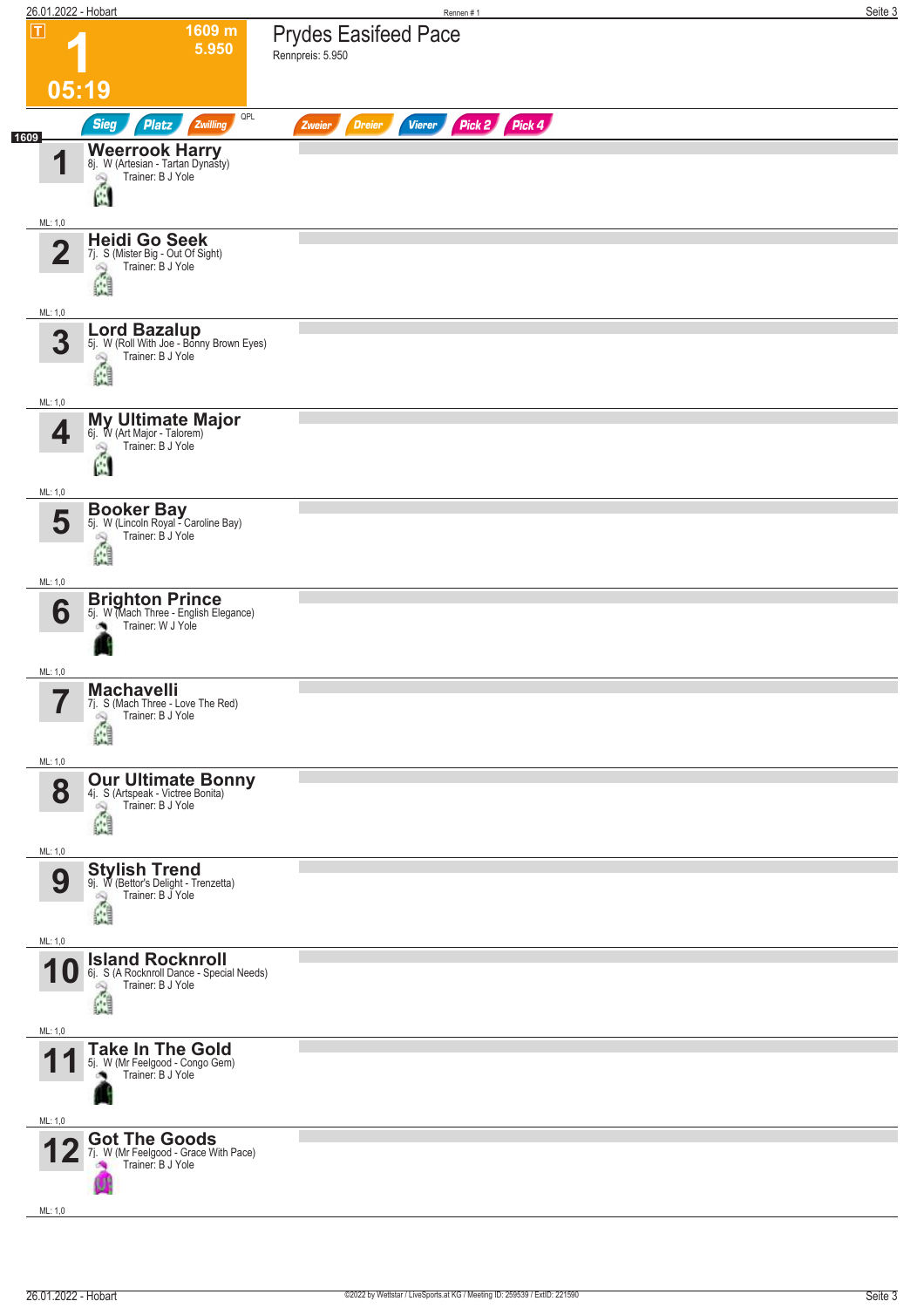# 1

1609 m
5.950

05:19

## Prydes Easifeed Pace

Rennpreis: 5.950

Sieg | Platz | Zwilling | QPL | Zweier | Dreier | Vierer | Pick 2 | Pick 4

1609

| Nr. | Pferd | Details | Trainer | ML |
|---|---|---|---|---|
| 1 | **Weerrook Harry** | 8j. W (Artesian - Tartan Dynasty) | Trainer: B J Yole | ML: 1,0 |
| 2 | **Heidi Go Seek** | 7j. S (Mister Big - Out Of Sight) | Trainer: B J Yole | ML: 1,0 |
| 3 | **Lord Bazalup** | 5j. W (Roll With Joe - Bonny Brown Eyes) | Trainer: B J Yole | ML: 1,0 |
| 4 | **My Ultimate Major** | 6j. W (Art Major - Talorem) | Trainer: B J Yole | ML: 1,0 |
| 5 | **Booker Bay** | 5j. W (Lincoln Royal - Caroline Bay) | Trainer: B J Yole | ML: 1,0 |
| 6 | **Brighton Prince** | 5j. W (Mach Three - English Elegance) | Trainer: W J Yole | ML: 1,0 |
| 7 | **Machavelli** | 7j. S (Mach Three - Love The Red) | Trainer: B J Yole | ML: 1,0 |
| 8 | **Our Ultimate Bonny** | 4j. S (Artspeak - Victree Bonita) | Trainer: B J Yole | ML: 1,0 |
| 9 | **Stylish Trend** | 9j. W (Bettor's Delight - Trenzetta) | Trainer: B J Yole | ML: 1,0 |
| 10 | **Island Rocknroll** | 6j. S (A Rocknroll Dance - Special Needs) | Trainer: B J Yole | ML: 1,0 |
| 11 | **Take In The Gold** | 5j. W (Mr Feelgood - Congo Gem) | Trainer: B J Yole | ML: 1,0 |
| 12 | **Got The Goods** | 7j. W (Mr Feelgood - Grace With Pace) | Trainer: B J Yole | ML: 1,0 |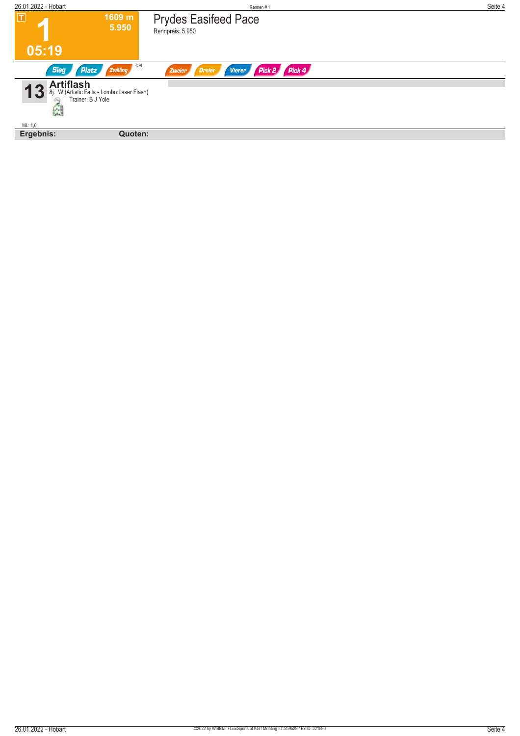T

# 1

1609 m
5.950

05:19

## Prydes Easifeed Pace

Rennpreis: 5.950

Sieg | Platz | Zwilling | QPL | Zweier | Dreier | Vierer | Pick 2 | Pick 4

**13** **Artiflash**
8j. W (Artistic Fella - Lombo Laser Flash)
Trainer: B J Yole

ML: 1,0

**Ergebnis:** **Quoten:**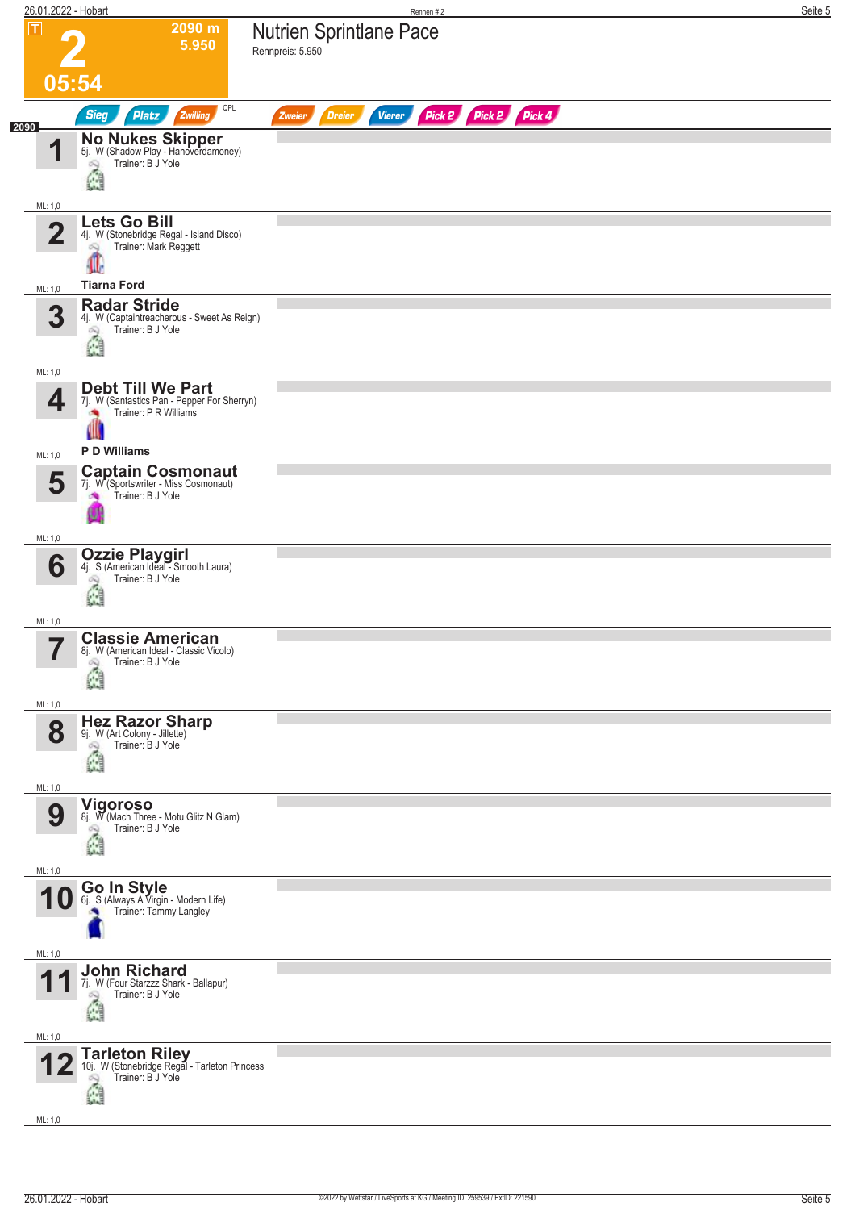# 2

T

2090 m
5.950

05:54

## Nutrien Sprintlane Pace

Rennpreis: 5.950

Sieg | Platz | Zwilling | QPL | Zweier | Dreier | Vierer | Pick 2 | Pick 2 | Pick 4

2090

**1 No Nukes Skipper**
5j. W (Shadow Play - Hanoverdamoney)
Trainer: B J Yole
ML: 1,0

**2 Lets Go Bill**
4j. W (Stonebridge Regal - Island Disco)
Trainer: Mark Reggett
**Tiarna Ford**
ML: 1,0

**3 Radar Stride**
4j. W (Captaintreacherous - Sweet As Reign)
Trainer: B J Yole
ML: 1,0

**4 Debt Till We Part**
7j. W (Santastics Pan - Pepper For Sherryn)
Trainer: P R Williams
**P D Williams**
ML: 1,0

**5 Captain Cosmonaut**
7j. W (Sportswriter - Miss Cosmonaut)
Trainer: B J Yole
ML: 1,0

**6 Ozzie Playgirl**
4j. S (American Ideal - Smooth Laura)
Trainer: B J Yole
ML: 1,0

**7 Classie American**
8j. W (American Ideal - Classic Vicolo)
Trainer: B J Yole
ML: 1,0

**8 Hez Razor Sharp**
9j. W (Art Colony - Jillette)
Trainer: B J Yole
ML: 1,0

**9 Vigoroso**
8j. W (Mach Three - Motu Glitz N Glam)
Trainer: B J Yole
ML: 1,0

**10 Go In Style**
6j. S (Always A Virgin - Modern Life)
Trainer: Tammy Langley
ML: 1,0

**11 John Richard**
7j. W (Four Starzzz Shark - Ballapur)
Trainer: B J Yole
ML: 1,0

**12 Tarleton Riley**
10j. W (Stonebridge Regal - Tarleton Princess
Trainer: B J Yole
ML: 1,0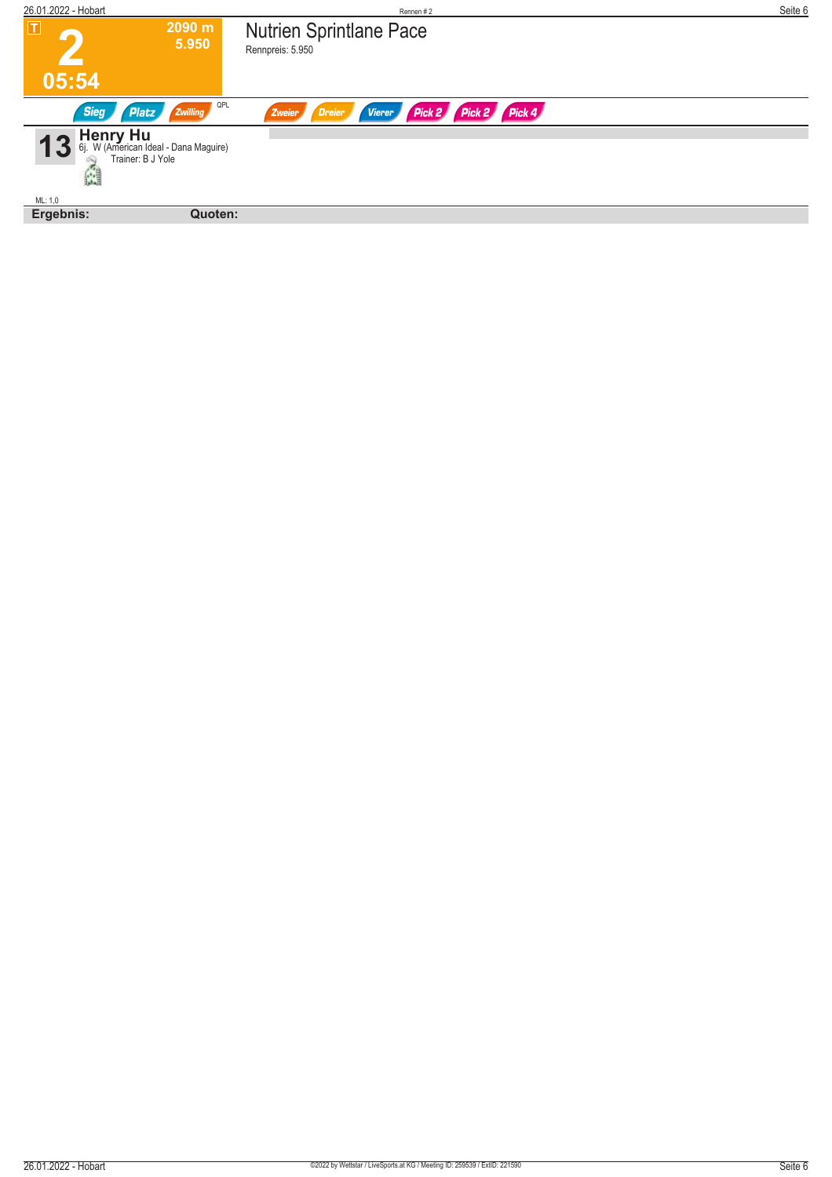T

# 2

2090 m
5.950

05:54

## Nutrien Sprintlane Pace

Rennpreis: 5.950

Sieg Platz Zwilling QPL Zweier Dreier Vierer Pick 2 Pick 2 Pick 4

**13** **Henry Hu**
6j. W (American Ideal - Dana Maguire)
Trainer: B J Yole

ML: 1,0

**Ergebnis:** **Quoten:**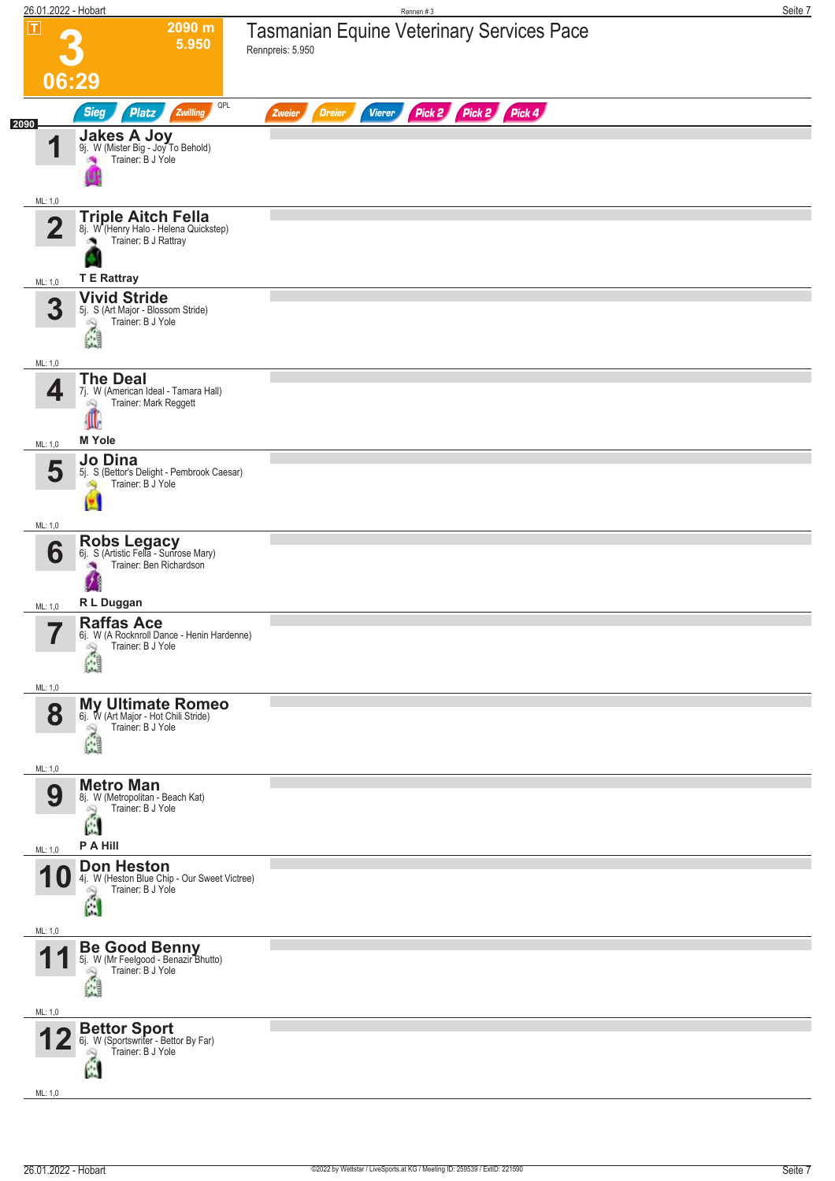# 3 — Tasmanian Equine Veterinary Services Pace

**2090 m** | **5.950** | **06:29**

Rennpreis: 5.950

Sieg | Platz | Zwilling | QPL | Zweier | Dreier | Vierer | Pick 2 | Pick 2 | Pick 4

2090

| Nr. | Pferd | Details | Trainer | Fahrer | ML |
|---|---|---|---|---|---|
| 1 | **Jakes A Joy** | 9j. W (Mister Big - Joy To Behold) | B J Yole | | 1,0 |
| 2 | **Triple Aitch Fella** | 8j. W (Henry Halo - Helena Quickstep) | B J Rattray | T E Rattray | 1,0 |
| 3 | **Vivid Stride** | 5j. S (Art Major - Blossom Stride) | B J Yole | | 1,0 |
| 4 | **The Deal** | 7j. W (American Ideal - Tamara Hall) | Mark Reggett | M Yole | 1,0 |
| 5 | **Jo Dina** | 5j. S (Bettor's Delight - Pembrook Caesar) | B J Yole | | 1,0 |
| 6 | **Robs Legacy** | 6j. S (Artistic Fella - Sunrose Mary) | Ben Richardson | R L Duggan | 1,0 |
| 7 | **Raffas Ace** | 6j. W (A Rocknroll Dance - Henin Hardenne) | B J Yole | | 1,0 |
| 8 | **My Ultimate Romeo** | 6j. W (Art Major - Hot Chili Stride) | B J Yole | | 1,0 |
| 9 | **Metro Man** | 8j. W (Metropolitan - Beach Kat) | B J Yole | P A Hill | 1,0 |
| 10 | **Don Heston** | 4j. W (Heston Blue Chip - Our Sweet Victree) | B J Yole | | 1,0 |
| 11 | **Be Good Benny** | 5j. W (Mr Feelgood - Benazir Bhutto) | B J Yole | | 1,0 |
| 12 | **Bettor Sport** | 6j. W (Sportswriter - Bettor By Far) | B J Yole | | 1,0 |

©2022 by Wettstar / LiveSports.at KG / Meeting ID: 259539 / ExtID: 221590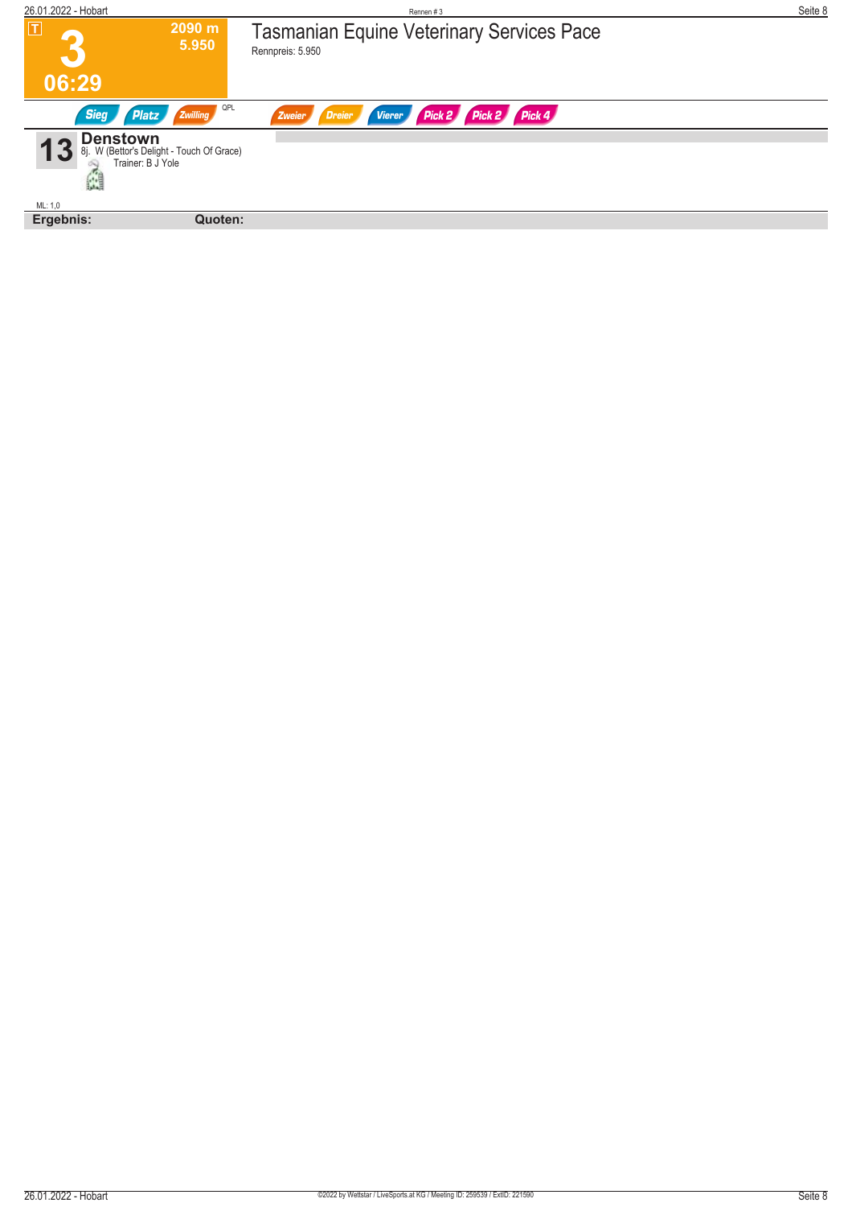T

# 3

2090 m
5.950

06:29

## Tasmanian Equine Veterinary Services Pace

Rennpreis: 5.950

Sieg Platz Zwilling QPL Zweier Dreier Vierer Pick 2 Pick 2 Pick 4

**13** **Denstown**
8j. W (Bettor's Delight - Touch Of Grace)
Trainer: B J Yole

ML: 1,0

**Ergebnis:** **Quoten:**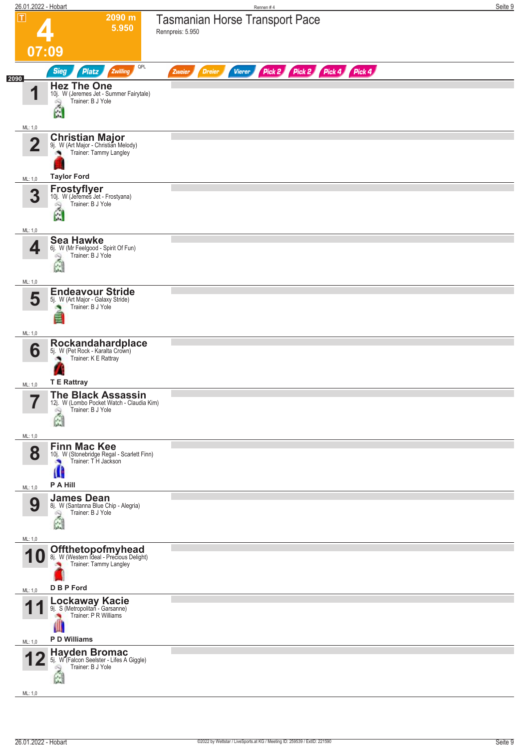# 4 — Tasmanian Horse Transport Pace

**T** | 2090 m | 5.950 | 07:09

Rennpreis: 5.950

Sieg | Platz | Zwilling | QPL | Zweier | Dreier | Vierer | Pick 2 | Pick 2 | Pick 4 | Pick 4

**2090**

| Nr. | Pferd | Details | Trainer | Fahrer | ML |
|---|---|---|---|---|---|
| 1 | **Hez The One** | 10j. W (Jeremes Jet - Summer Fairytale) | Trainer: B J Yole | | ML: 1,0 |
| 2 | **Christian Major** | 9j. W (Art Major - Christian Melody) | Trainer: Tammy Langley | **Taylor Ford** | ML: 1,0 |
| 3 | **Frostyflyer** | 10j. W (Jeremes Jet - Frostyana) | Trainer: B J Yole | | ML: 1,0 |
| 4 | **Sea Hawke** | 6j. W (Mr Feelgood - Spirit Of Fun) | Trainer: B J Yole | | ML: 1,0 |
| 5 | **Endeavour Stride** | 5j. W (Art Major - Galaxy Stride) | Trainer: B J Yole | | ML: 1,0 |
| 6 | **Rockandahardplace** | 5j. W (Pet Rock - Karalta Crown) | Trainer: K E Rattray | **T E Rattray** | ML: 1,0 |
| 7 | **The Black Assassin** | 12j. W (Lombo Pocket Watch - Claudia Kim) | Trainer: B J Yole | | ML: 1,0 |
| 8 | **Finn Mac Kee** | 10j. W (Stonebridge Regal - Scarlett Finn) | Trainer: T H Jackson | **P A Hill** | ML: 1,0 |
| 9 | **James Dean** | 8j. W (Santanna Blue Chip - Alegria) | Trainer: B J Yole | | ML: 1,0 |
| 10 | **Offthetopofmyhead** | 8j. W (Western Ideal - Precious Delight) | Trainer: Tammy Langley | **D B P Ford** | ML: 1,0 |
| 11 | **Lockaway Kacie** | 9j. S (Metropolitan - Garsanne) | Trainer: P R Williams | **P D Williams** | ML: 1,0 |
| 12 | **Hayden Bromac** | 5j. W (Falcon Seelster - Lifes A Giggle) | Trainer: B J Yole | | ML: 1,0 |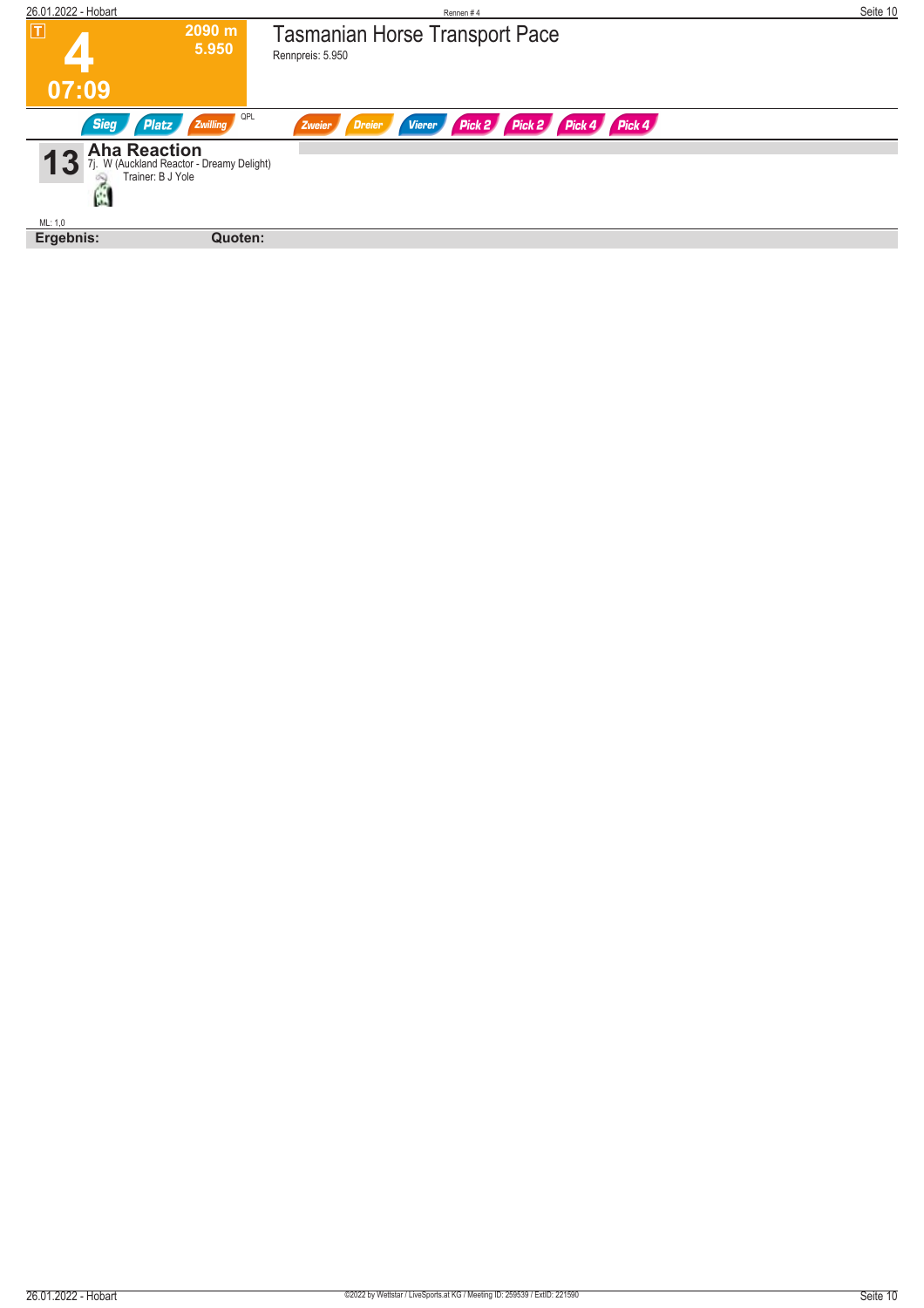T

# 4

2090 m
5.950

07:09

## Tasmanian Horse Transport Pace

Rennpreis: 5.950

Sieg | Platz | Zwilling | QPL | Zweier | Dreier | Vierer | Pick 2 | Pick 2 | Pick 4 | Pick 4

**13** **Aha Reaction**
7j. W (Auckland Reactor - Dreamy Delight)
Trainer: B J Yole

ML: 1,0

**Ergebnis:** **Quoten:**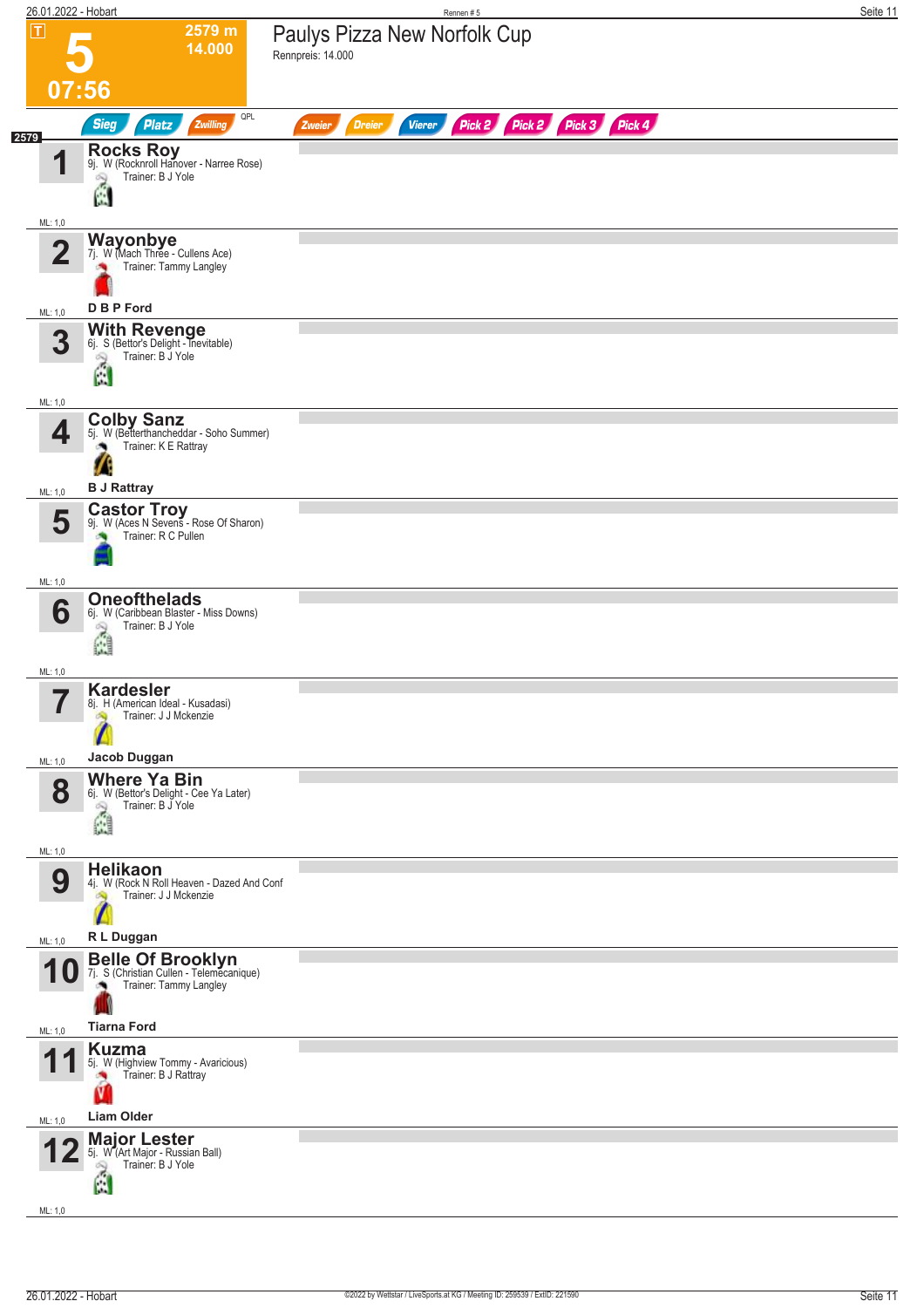# 5

**2579 m**
**14.000**

**07:56**

## Paulys Pizza New Norfolk Cup

Rennpreis: 14.000

Sieg | Platz | Zwilling | QPL | Zweier | Dreier | Vierer | Pick 2 | Pick 2 | Pick 3 | Pick 4

2579

**1 Rocks Roy**
9j. W (Rocknroll Hanover - Narree Rose)
Trainer: B J Yole
ML: 1,0

**2 Wayonbye**
7j. W (Mach Three - Cullens Ace)
Trainer: Tammy Langley
D B P Ford
ML: 1,0

**3 With Revenge**
6j. S (Bettor's Delight - Inevitable)
Trainer: B J Yole
ML: 1,0

**4 Colby Sanz**
5j. W (Betterthancheddar - Soho Summer)
Trainer: K E Rattray
B J Rattray
ML: 1,0

**5 Castor Troy**
9j. W (Aces N Sevens - Rose Of Sharon)
Trainer: R C Pullen
ML: 1,0

**6 Oneofthelads**
6j. W (Caribbean Blaster - Miss Downs)
Trainer: B J Yole
ML: 1,0

**7 Kardesler**
8j. H (American Ideal - Kusadasi)
Trainer: J J Mckenzie
Jacob Duggan
ML: 1,0

**8 Where Ya Bin**
6j. W (Bettor's Delight - Cee Ya Later)
Trainer: B J Yole
ML: 1,0

**9 Helikaon**
4j. W (Rock N Roll Heaven - Dazed And Conf
Trainer: J J Mckenzie
R L Duggan
ML: 1,0

**10 Belle Of Brooklyn**
7j. S (Christian Cullen - Telemecanique)
Trainer: Tammy Langley
Tiarna Ford
ML: 1,0

**11 Kuzma**
5j. W (Highview Tommy - Avaricious)
Trainer: B J Rattray
Liam Older
ML: 1,0

**12 Major Lester**
5j. W (Art Major - Russian Ball)
Trainer: B J Yole
ML: 1,0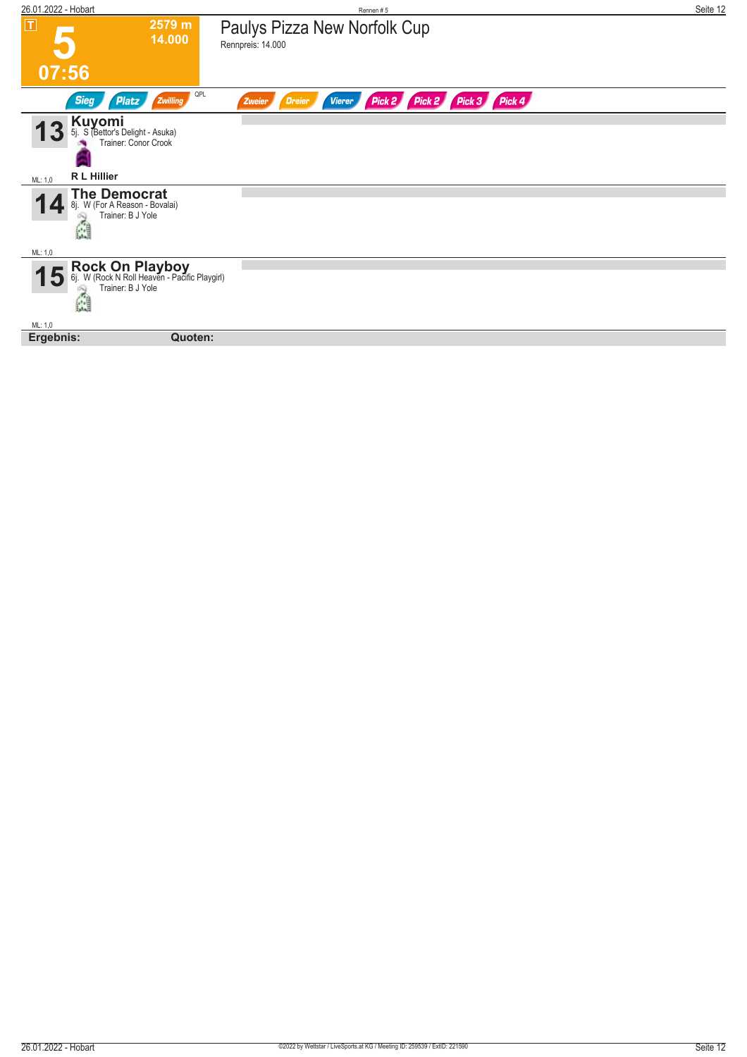T

# 5

2579 m
14.000

07:56

## Paulys Pizza New Norfolk Cup

Rennpreis: 14.000

Sieg Platz Zwilling QPL Zweier Dreier Vierer Pick 2 Pick 2 Pick 3 Pick 4

**13** **Kuyomi**
5j. S (Bettor's Delight - Asuka)
Trainer: Conor Crook
**R L Hillier**
ML: 1,0

**14** **The Democrat**
8j. W (For A Reason - Bovalai)
Trainer: B J Yole
ML: 1,0

**15** **Rock On Playboy**
6j. W (Rock N Roll Heaven - Pacific Playgirl)
Trainer: B J Yole
ML: 1,0

**Ergebnis:** **Quoten:**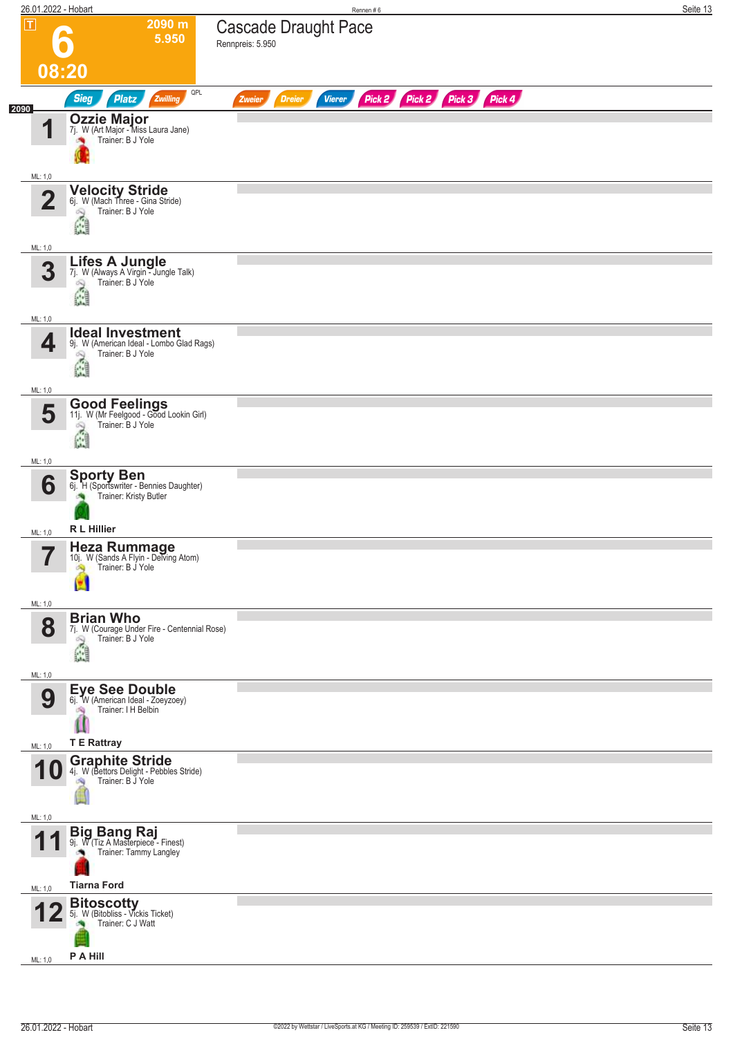# 6

**2090 m**
**5.950**

**08:20**

## Cascade Draught Pace

Rennpreis: 5.950

Sieg | Platz | Zwilling | QPL | Zweier | Dreier | Vierer | Pick 2 | Pick 2 | Pick 3 | Pick 4

**2090**

**1** **Ozzie Major**
7j. W (Art Major - Miss Laura Jane)
Trainer: B J Yole
ML: 1,0

**2** **Velocity Stride**
6j. W (Mach Three - Gina Stride)
Trainer: B J Yole
ML: 1,0

**3** **Lifes A Jungle**
7j. W (Always A Virgin - Jungle Talk)
Trainer: B J Yole
ML: 1,0

**4** **Ideal Investment**
9j. W (American Ideal - Lombo Glad Rags)
Trainer: B J Yole
ML: 1,0

**5** **Good Feelings**
11j. W (Mr Feelgood - Good Lookin Girl)
Trainer: B J Yole
ML: 1,0

**6** **Sporty Ben**
6j. H (Sportswriter - Bennies Daughter)
Trainer: Kristy Butler
ML: 1,0
**R L Hillier**

**7** **Heza Rummage**
10j. W (Sands A Flyin - Delving Atom)
Trainer: B J Yole
ML: 1,0

**8** **Brian Who**
7j. W (Courage Under Fire - Centennial Rose)
Trainer: B J Yole
ML: 1,0

**9** **Eye See Double**
6j. W (American Ideal - Zoeyzoey)
Trainer: I H Belbin
ML: 1,0
**T E Rattray**

**10** **Graphite Stride**
4j. W (Bettors Delight - Pebbles Stride)
Trainer: B J Yole
ML: 1,0

**11** **Big Bang Raj**
9j. W (Tiz A Masterpiece - Finest)
Trainer: Tammy Langley
ML: 1,0
**Tiarna Ford**

**12** **Bitoscotty**
5j. W (Bitobliss - Vickis Ticket)
Trainer: C J Watt
ML: 1,0
**P A Hill**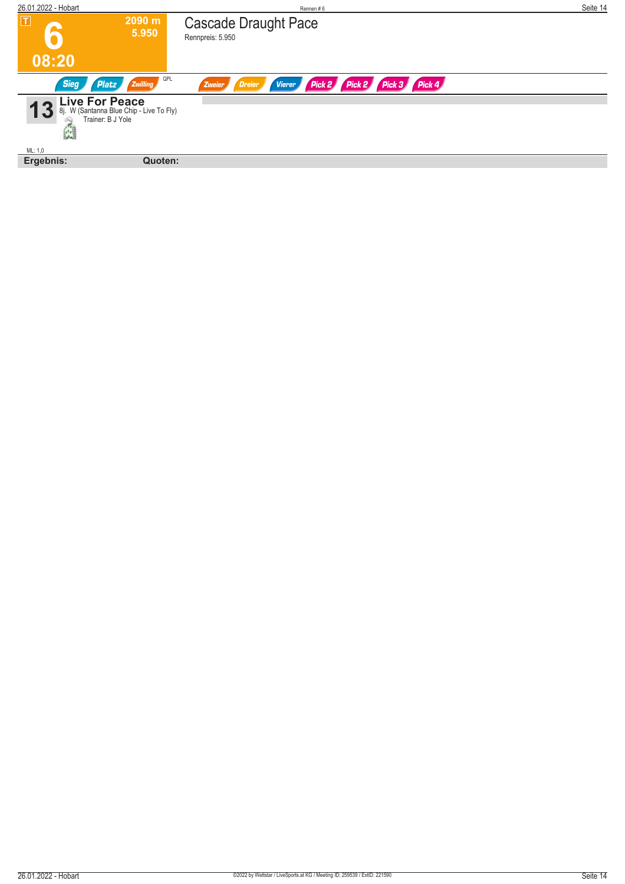T

# 6

2090 m
5.950

08:20

## Cascade Draught Pace

Rennpreis: 5.950

Sieg Platz Zwilling QPL Zweier Dreier Vierer Pick 2 Pick 2 Pick 3 Pick 4

**13** **Live For Peace**
8j. W (Santanna Blue Chip - Live To Fly)
Trainer: B J Yole

ML: 1,0

**Ergebnis:** **Quoten:**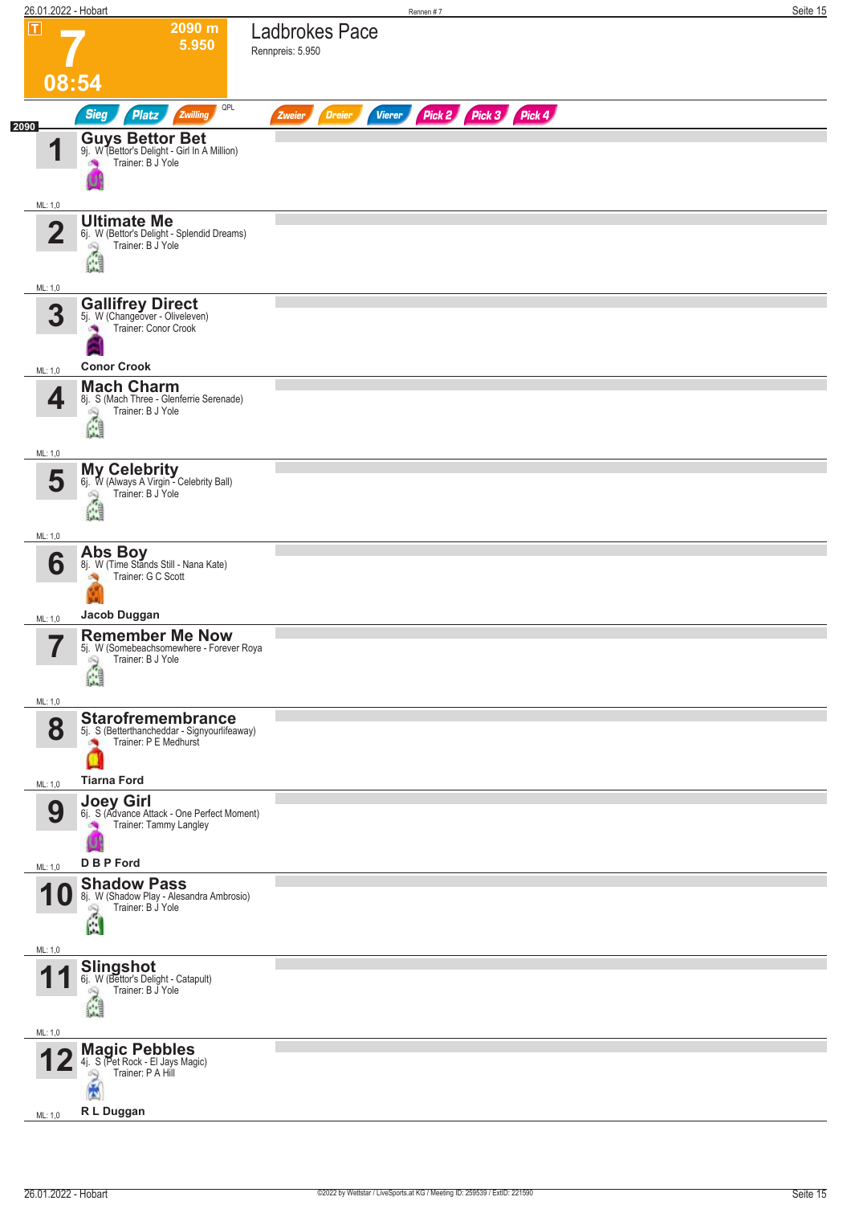# 7

**2090 m**
**5.950**

**08:54**

## Ladbrokes Pace

Rennpreis: 5.950

Sieg | Platz | Zwilling | QPL | Zweier | Dreier | Vierer | Pick 2 | Pick 3 | Pick 4

2090

| Nr. | Pferd | Details | Trainer | Fahrer | ML |
|---|---|---|---|---|---|
| 1 | **Guys Bettor Bet** | 9j. W (Bettor's Delight - Girl In A Million) | Trainer: B J Yole | | ML: 1,0 |
| 2 | **Ultimate Me** | 6j. W (Bettor's Delight - Splendid Dreams) | Trainer: B J Yole | | ML: 1,0 |
| 3 | **Gallifrey Direct** | 5j. W (Changeover - Oliveleven) | Trainer: Conor Crook | **Conor Crook** | ML: 1,0 |
| 4 | **Mach Charm** | 8j. S (Mach Three - Glenferrie Serenade) | Trainer: B J Yole | | ML: 1,0 |
| 5 | **My Celebrity** | 6j. W (Always A Virgin - Celebrity Ball) | Trainer: B J Yole | | ML: 1,0 |
| 6 | **Abs Boy** | 8j. W (Time Stands Still - Nana Kate) | Trainer: G C Scott | **Jacob Duggan** | ML: 1,0 |
| 7 | **Remember Me Now** | 5j. W (Somebeachsomewhere - Forever Roya | Trainer: B J Yole | | ML: 1,0 |
| 8 | **Starofremembrance** | 5j. S (Betterthancheddar - Signyourlifeaway) | Trainer: P E Medhurst | **Tiarna Ford** | ML: 1,0 |
| 9 | **Joey Girl** | 6j. S (Advance Attack - One Perfect Moment) | Trainer: Tammy Langley | **D B P Ford** | ML: 1,0 |
| 10 | **Shadow Pass** | 8j. W (Shadow Play - Alesandra Ambrosio) | Trainer: B J Yole | | ML: 1,0 |
| 11 | **Slingshot** | 6j. W (Bettor's Delight - Catapult) | Trainer: B J Yole | | ML: 1,0 |
| 12 | **Magic Pebbles** | 4j. S (Pet Rock - El Jays Magic) | Trainer: P A Hill | **R L Duggan** | ML: 1,0 |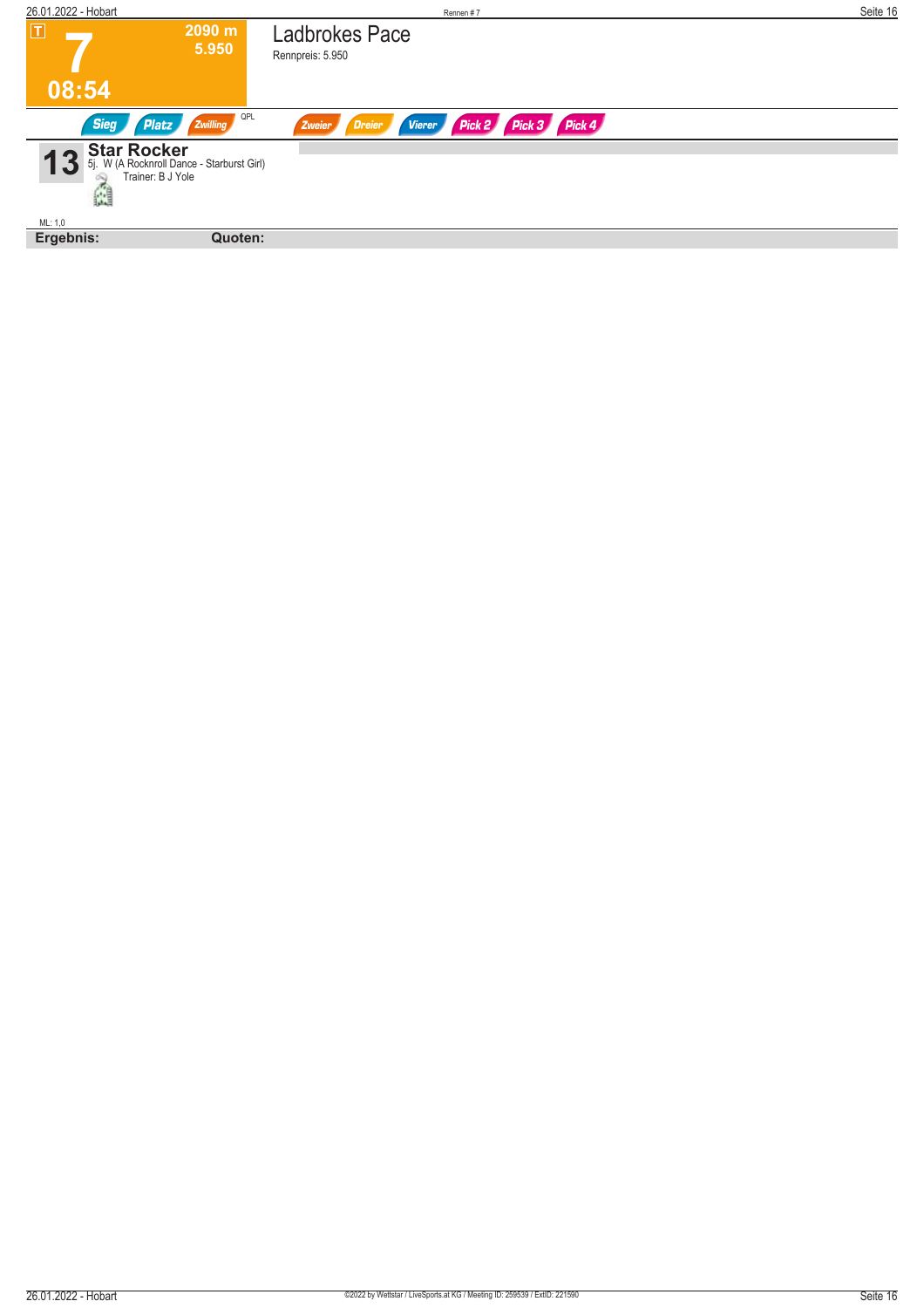T

# 7

2090 m
5.950

08:54

## Ladbrokes Pace

Rennpreis: 5.950

Sieg Platz Zwilling QPL Zweier Dreier Vierer Pick 2 Pick 3 Pick 4

**13** **Star Rocker**
5j. W (A Rocknroll Dance - Starburst Girl)
Trainer: B J Yole

ML: 1,0

**Ergebnis:** **Quoten:**

©2022 by Wettstar / LiveSports.at KG / Meeting ID: 259539 / ExtID: 221590